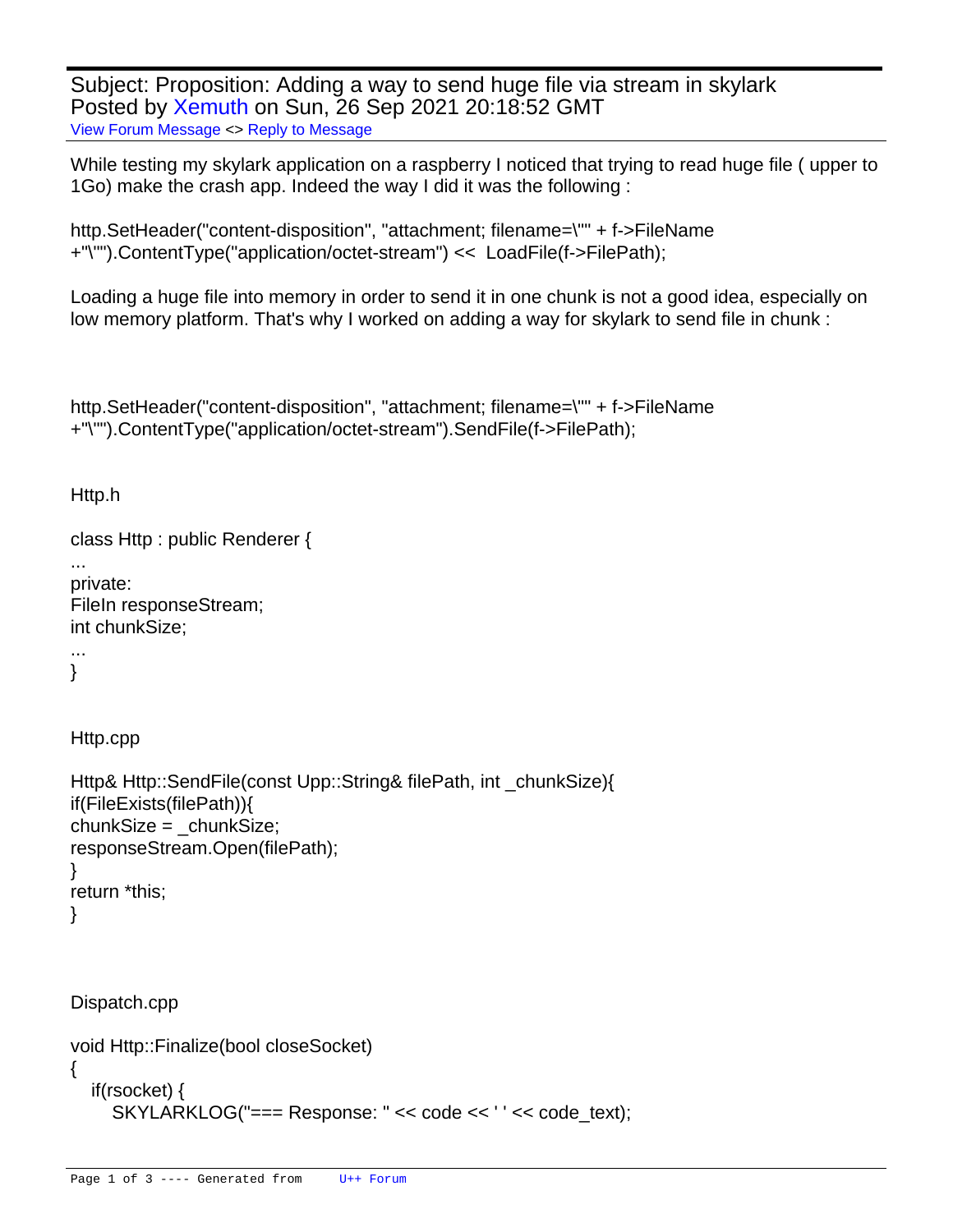Subject: Proposition: Adding a way to send huge file via stream in skylark
Posted by Xemuth on Sun, 26 Sep 2021 20:18:52 GMT
View Forum Message <> Reply to Message

While testing my skylark application on a raspberry I noticed that trying to read huge file ( upper to 1Go) make the crash app. Indeed the way I did it was the following :

```
http.SetHeader("content-disposition", "attachment; filename=\"" + f->FileName
+"\"").ContentType("application/octet-stream") <<  LoadFile(f->FilePath);
```

Loading a huge file into memory in order to send it in one chunk is not a good idea, especially on low memory platform. That's why I worked on adding a way for skylark to send file in chunk :

```
http.SetHeader("content-disposition", "attachment; filename=\"" + f->FileName
+"\"").ContentType("application/octet-stream").SendFile(f->FilePath);
```

Http.h

```
class Http : public Renderer {
...
private:
FileIn responseStream;
int chunkSize;
...
}
```

Http.cpp

```
Http& Http::SendFile(const Upp::String& filePath, int _chunkSize){
if(FileExists(filePath)){
chunkSize = _chunkSize;
responseStream.Open(filePath);
}
return *this;
}
```

Dispatch.cpp

```
void Http::Finalize(bool closeSocket)
{
   if(rsocket) {
      SKYLARKLOG("=== Response: " << code << ' ' << code_text);
```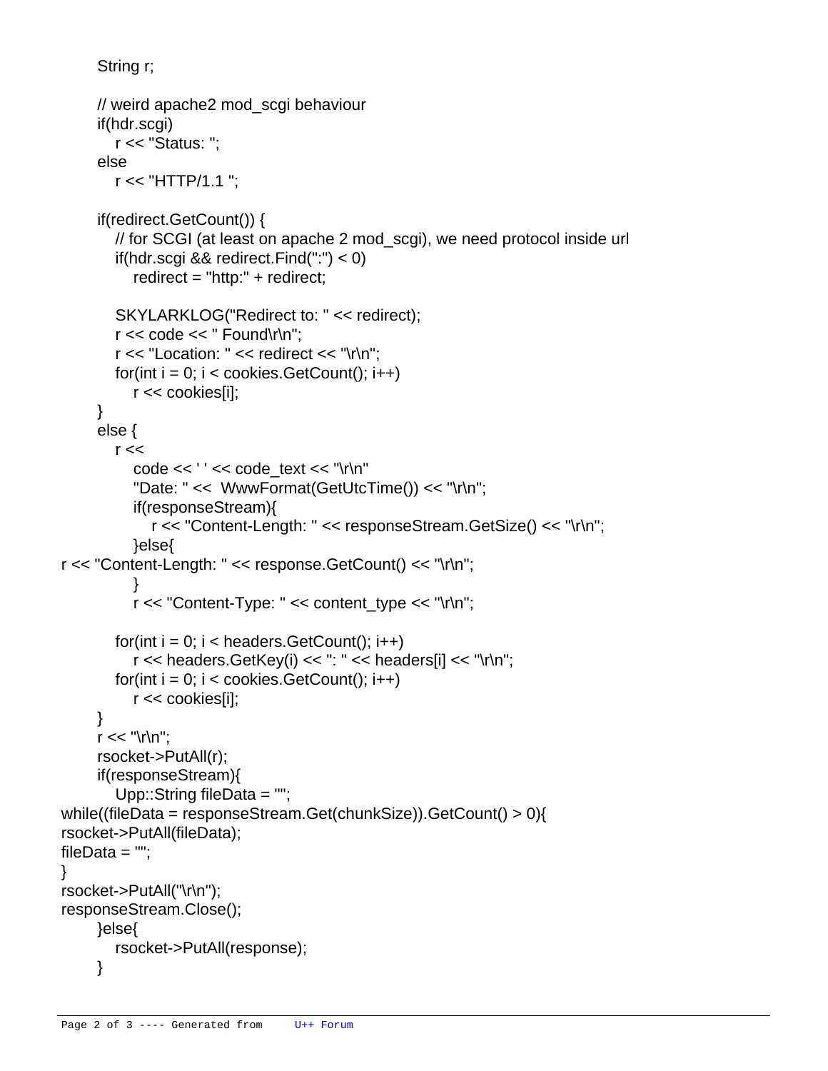```
	String r;

	// weird apache2 mod_scgi behaviour
	if(hdr.scgi)
		r << "Status: ";
	else
		r << "HTTP/1.1 ";

	if(redirect.GetCount()) {
		// for SCGI (at least on apache 2 mod_scgi), we need protocol inside url
		if(hdr.scgi && redirect.Find(":") < 0)
			redirect = "http:" + redirect;

		SKYLARKLOG("Redirect to: " << redirect);
		r << code << " Found\r\n";
		r << "Location: " << redirect << "\r\n";
		for(int i = 0; i < cookies.GetCount(); i++)
			r << cookies[i];
	}
	else {
		r <<
			code << ' ' << code_text << "\r\n"
			"Date: " <<  WwwFormat(GetUtcTime()) << "\r\n";
			if(responseStream){
				r << "Content-Length: " << responseStream.GetSize() << "\r\n";
			}else{
r << "Content-Length: " << response.GetCount() << "\r\n";
			}
			r << "Content-Type: " << content_type << "\r\n";

		for(int i = 0; i < headers.GetCount(); i++)
			r << headers.GetKey(i) << ": " << headers[i] << "\r\n";
		for(int i = 0; i < cookies.GetCount(); i++)
			r << cookies[i];
	}
	r << "\r\n";
	rsocket->PutAll(r);
	if(responseStream){
		Upp::String fileData = "";
while((fileData = responseStream.Get(chunkSize)).GetCount() > 0){
rsocket->PutAll(fileData);
fileData = "";
}
rsocket->PutAll("\r\n");
responseStream.Close();
	}else{
		rsocket->PutAll(response);
	}
```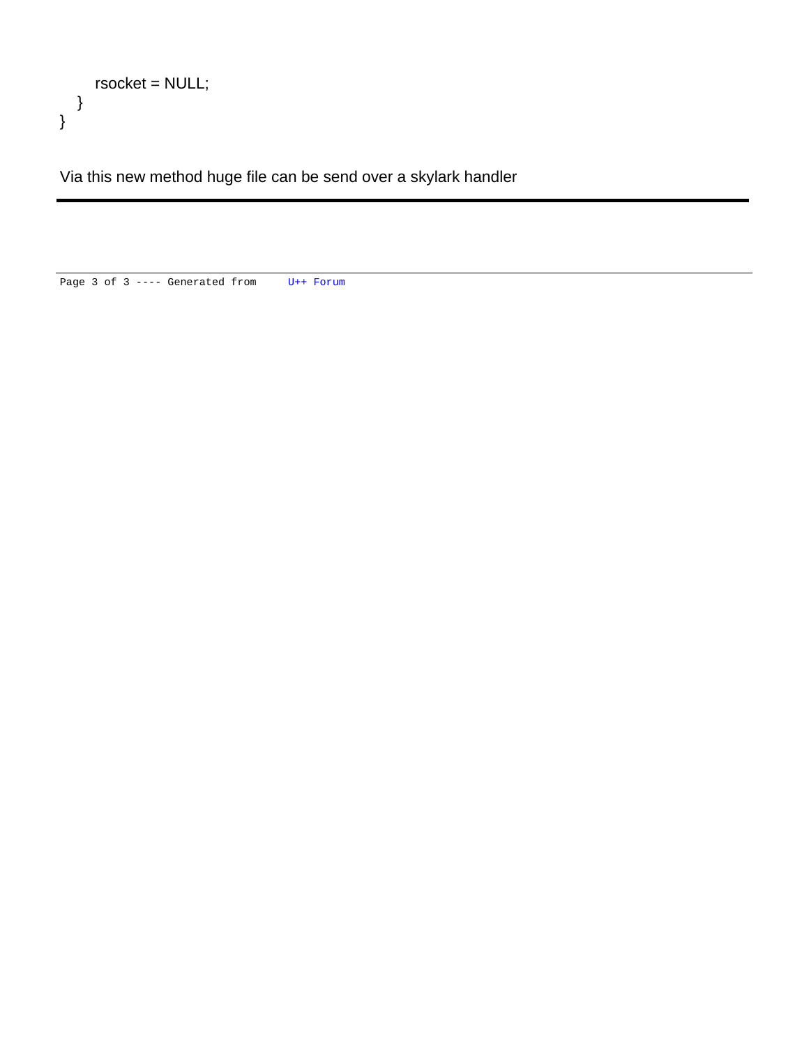```
        rsocket = NULL;
    }
}
```

Via this new method huge file can be send over a skylark handler

---